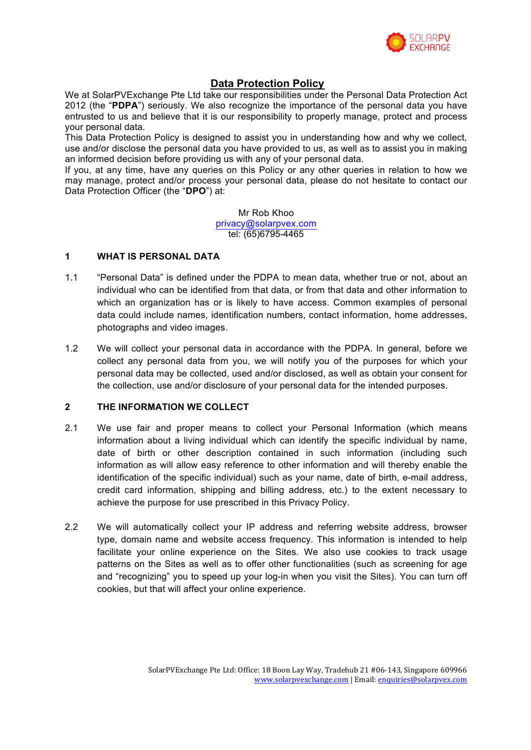# Data Protection Policy

We at SolarPVExchange Pte Ltd take our responsibilities under the Personal Data Protection Act 2012 (the "**PDPA**") seriously. We also recognize the importance of the personal data you have entrusted to us and believe that it is our responsibility to properly manage, protect and process your personal data.

This Data Protection Policy is designed to assist you in understanding how and why we collect, use and/or disclose the personal data you have provided to us, as well as to assist you in making an informed decision before providing us with any of your personal data.

If you, at any time, have any queries on this Policy or any other queries in relation to how we may manage, protect and/or process your personal data, please do not hesitate to contact our Data Protection Officer (the "**DPO**") at:

Mr Rob Khoo
privacy@solarpvex.com
tel: (65)6795-4465

## 1 WHAT IS PERSONAL DATA

1.1 "Personal Data" is defined under the PDPA to mean data, whether true or not, about an individual who can be identified from that data, or from that data and other information to which an organization has or is likely to have access. Common examples of personal data could include names, identification numbers, contact information, home addresses, photographs and video images.

1.2 We will collect your personal data in accordance with the PDPA. In general, before we collect any personal data from you, we will notify you of the purposes for which your personal data may be collected, used and/or disclosed, as well as obtain your consent for the collection, use and/or disclosure of your personal data for the intended purposes.

## 2 THE INFORMATION WE COLLECT

2.1 We use fair and proper means to collect your Personal Information (which means information about a living individual which can identify the specific individual by name, date of birth or other description contained in such information (including such information as will allow easy reference to other information and will thereby enable the identification of the specific individual) such as your name, date of birth, e-mail address, credit card information, shipping and billing address, etc.) to the extent necessary to achieve the purpose for use prescribed in this Privacy Policy.

2.2 We will automatically collect your IP address and referring website address, browser type, domain name and website access frequency. This information is intended to help facilitate your online experience on the Sites. We also use cookies to track usage patterns on the Sites as well as to offer other functionalities (such as screening for age and "recognizing" you to speed up your log-in when you visit the Sites). You can turn off cookies, but that will affect your online experience.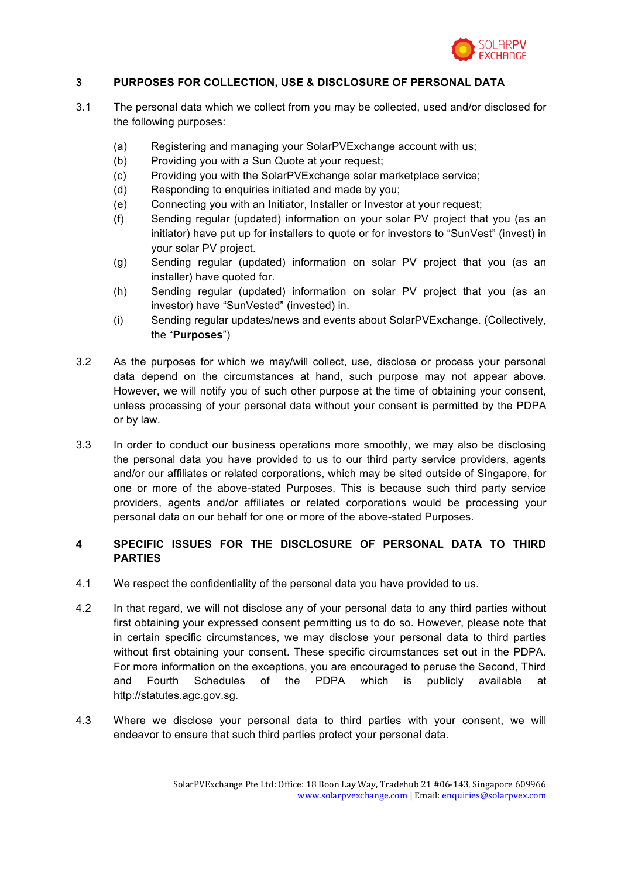## 3 PURPOSES FOR COLLECTION, USE & DISCLOSURE OF PERSONAL DATA

3.1 The personal data which we collect from you may be collected, used and/or disclosed for the following purposes:

(a) Registering and managing your SolarPVExchange account with us;
(b) Providing you with a Sun Quote at your request;
(c) Providing you with the SolarPVExchange solar marketplace service;
(d) Responding to enquiries initiated and made by you;
(e) Connecting you with an Initiator, Installer or Investor at your request;
(f) Sending regular (updated) information on your solar PV project that you (as an initiator) have put up for installers to quote or for investors to "SunVest" (invest) in your solar PV project.
(g) Sending regular (updated) information on solar PV project that you (as an installer) have quoted for.
(h) Sending regular (updated) information on solar PV project that you (as an investor) have "SunVested" (invested) in.
(i) Sending regular updates/news and events about SolarPVExchange. (Collectively, the "**Purposes**")

3.2 As the purposes for which we may/will collect, use, disclose or process your personal data depend on the circumstances at hand, such purpose may not appear above. However, we will notify you of such other purpose at the time of obtaining your consent, unless processing of your personal data without your consent is permitted by the PDPA or by law.

3.3 In order to conduct our business operations more smoothly, we may also be disclosing the personal data you have provided to us to our third party service providers, agents and/or our affiliates or related corporations, which may be sited outside of Singapore, for one or more of the above-stated Purposes. This is because such third party service providers, agents and/or affiliates or related corporations would be processing your personal data on our behalf for one or more of the above-stated Purposes.

## 4 SPECIFIC ISSUES FOR THE DISCLOSURE OF PERSONAL DATA TO THIRD PARTIES

4.1 We respect the confidentiality of the personal data you have provided to us.

4.2 In that regard, we will not disclose any of your personal data to any third parties without first obtaining your expressed consent permitting us to do so. However, please note that in certain specific circumstances, we may disclose your personal data to third parties without first obtaining your consent. These specific circumstances set out in the PDPA. For more information on the exceptions, you are encouraged to peruse the Second, Third and Fourth Schedules of the PDPA which is publicly available at http://statutes.agc.gov.sg.

4.3 Where we disclose your personal data to third parties with your consent, we will endeavor to ensure that such third parties protect your personal data.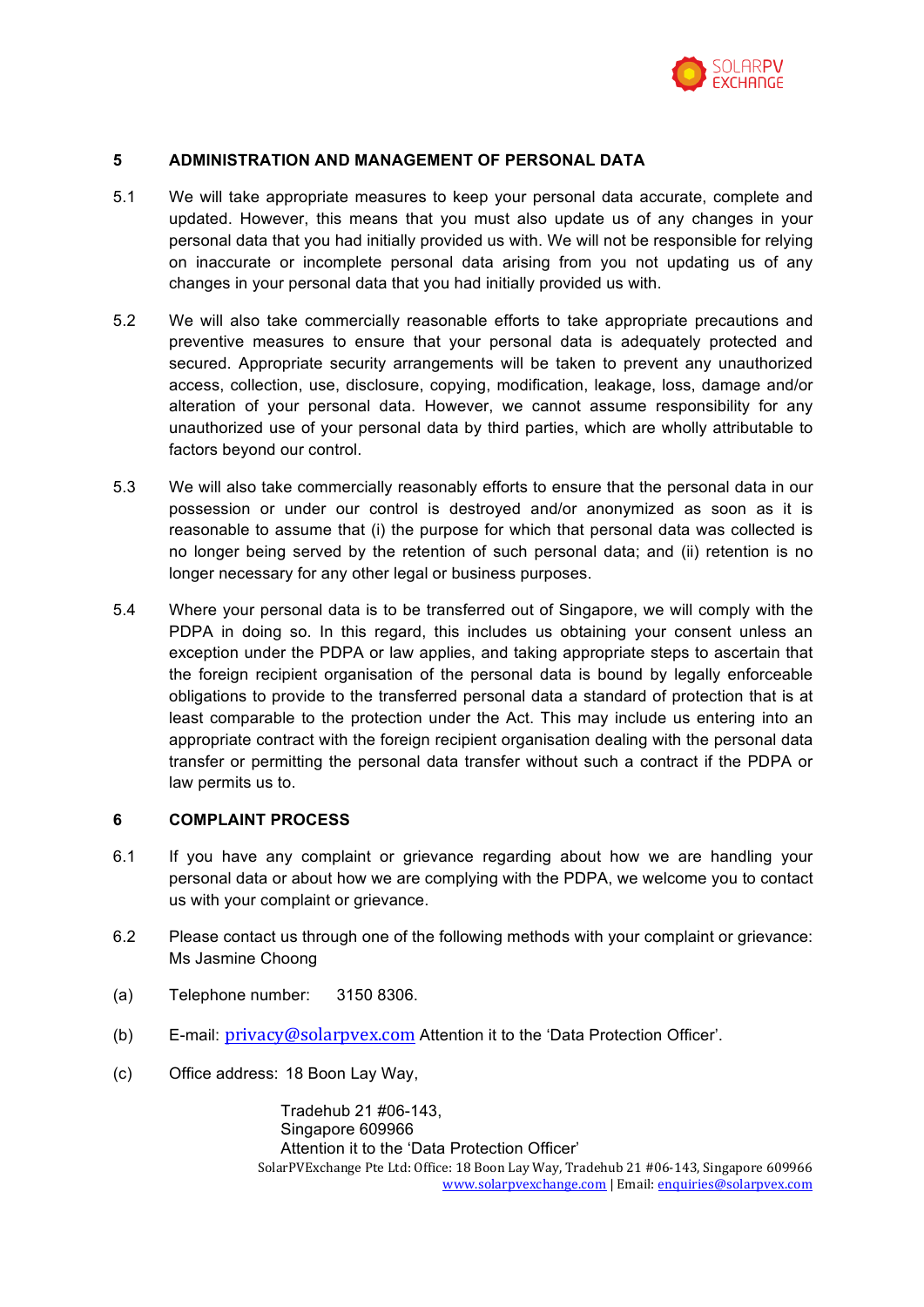## 5 ADMINISTRATION AND MANAGEMENT OF PERSONAL DATA

5.1 We will take appropriate measures to keep your personal data accurate, complete and updated. However, this means that you must also update us of any changes in your personal data that you had initially provided us with. We will not be responsible for relying on inaccurate or incomplete personal data arising from you not updating us of any changes in your personal data that you had initially provided us with.

5.2 We will also take commercially reasonable efforts to take appropriate precautions and preventive measures to ensure that your personal data is adequately protected and secured. Appropriate security arrangements will be taken to prevent any unauthorized access, collection, use, disclosure, copying, modification, leakage, loss, damage and/or alteration of your personal data. However, we cannot assume responsibility for any unauthorized use of your personal data by third parties, which are wholly attributable to factors beyond our control.

5.3 We will also take commercially reasonably efforts to ensure that the personal data in our possession or under our control is destroyed and/or anonymized as soon as it is reasonable to assume that (i) the purpose for which that personal data was collected is no longer being served by the retention of such personal data; and (ii) retention is no longer necessary for any other legal or business purposes.

5.4 Where your personal data is to be transferred out of Singapore, we will comply with the PDPA in doing so. In this regard, this includes us obtaining your consent unless an exception under the PDPA or law applies, and taking appropriate steps to ascertain that the foreign recipient organisation of the personal data is bound by legally enforceable obligations to provide to the transferred personal data a standard of protection that is at least comparable to the protection under the Act. This may include us entering into an appropriate contract with the foreign recipient organisation dealing with the personal data transfer or permitting the personal data transfer without such a contract if the PDPA or law permits us to.

## 6 COMPLAINT PROCESS

6.1 If you have any complaint or grievance regarding about how we are handling your personal data or about how we are complying with the PDPA, we welcome you to contact us with your complaint or grievance.

6.2 Please contact us through one of the following methods with your complaint or grievance: Ms Jasmine Choong

(a) Telephone number: 3150 8306.

(b) E-mail: privacy@solarpvex.com Attention it to the 'Data Protection Officer'.

(c) Office address: 18 Boon Lay Way,
Tradehub 21 #06-143,
Singapore 609966
Attention it to the 'Data Protection Officer'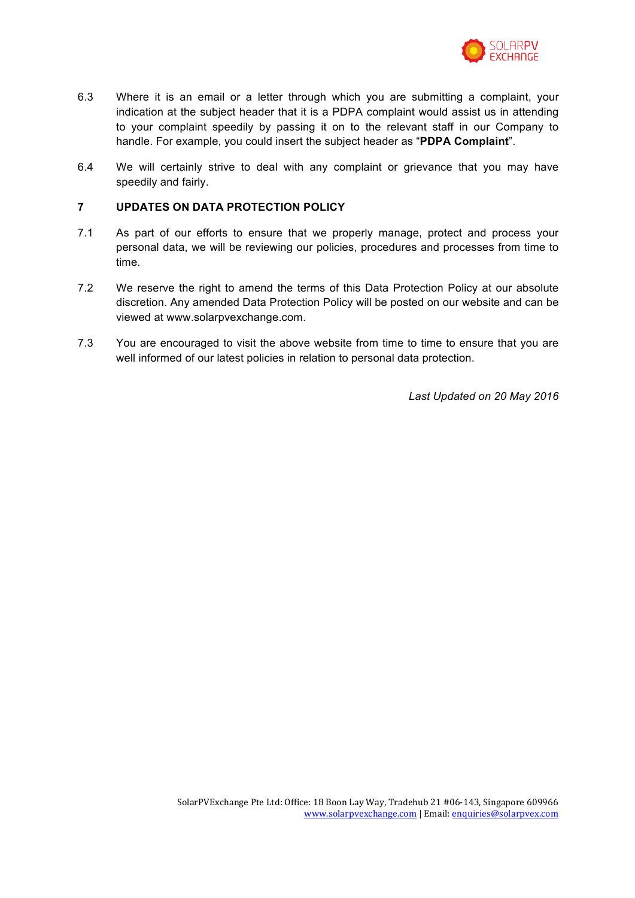6.3 Where it is an email or a letter through which you are submitting a complaint, your indication at the subject header that it is a PDPA complaint would assist us in attending to your complaint speedily by passing it on to the relevant staff in our Company to handle. For example, you could insert the subject header as "**PDPA Complaint**".

6.4 We will certainly strive to deal with any complaint or grievance that you may have speedily and fairly.

## 7 UPDATES ON DATA PROTECTION POLICY

7.1 As part of our efforts to ensure that we properly manage, protect and process your personal data, we will be reviewing our policies, procedures and processes from time to time.

7.2 We reserve the right to amend the terms of this Data Protection Policy at our absolute discretion. Any amended Data Protection Policy will be posted on our website and can be viewed at www.solarpvexchange.com.

7.3 You are encouraged to visit the above website from time to time to ensure that you are well informed of our latest policies in relation to personal data protection.

*Last Updated on 20 May 2016*